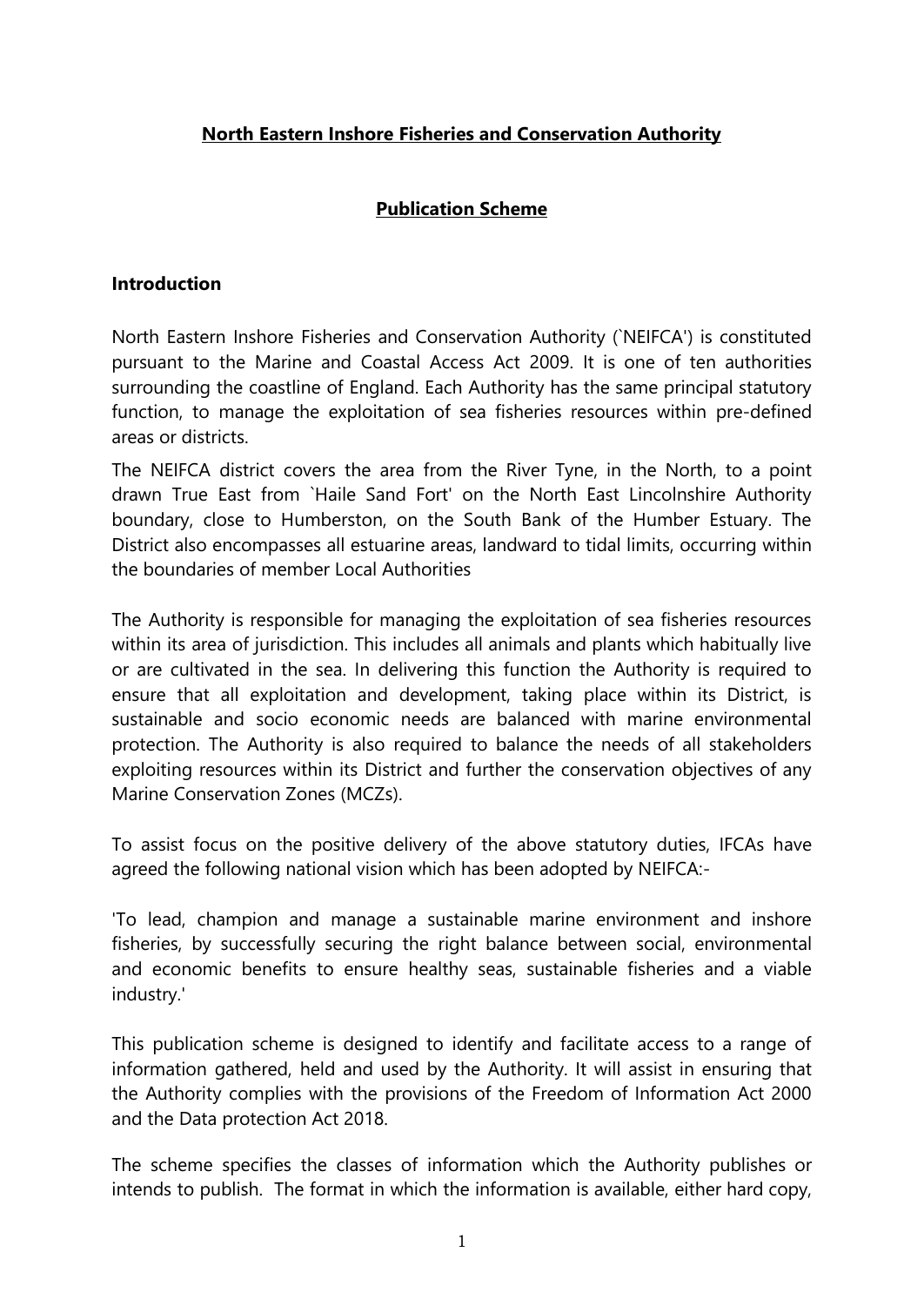# North Eastern Inshore Fisheries and Conservation Authority

## Publication Scheme

### Introduction

North Eastern Inshore Fisheries and Conservation Authority (`NEIFCA') is constituted pursuant to the Marine and Coastal Access Act 2009. It is one of ten authorities surrounding the coastline of England. Each Authority has the same principal statutory function, to manage the exploitation of sea fisheries resources within pre-defined areas or districts.

The NEIFCA district covers the area from the River Tyne, in the North, to a point drawn True East from `Haile Sand Fort' on the North East Lincolnshire Authority boundary, close to Humberston, on the South Bank of the Humber Estuary. The District also encompasses all estuarine areas, landward to tidal limits, occurring within the boundaries of member Local Authorities

The Authority is responsible for managing the exploitation of sea fisheries resources within its area of jurisdiction. This includes all animals and plants which habitually live or are cultivated in the sea. In delivering this function the Authority is required to ensure that all exploitation and development, taking place within its District, is sustainable and socio economic needs are balanced with marine environmental protection. The Authority is also required to balance the needs of all stakeholders exploiting resources within its District and further the conservation objectives of any Marine Conservation Zones (MCZs).

To assist focus on the positive delivery of the above statutory duties, IFCAs have agreed the following national vision which has been adopted by NEIFCA:-

'To lead, champion and manage a sustainable marine environment and inshore fisheries, by successfully securing the right balance between social, environmental and economic benefits to ensure healthy seas, sustainable fisheries and a viable industry.'

This publication scheme is designed to identify and facilitate access to a range of information gathered, held and used by the Authority. It will assist in ensuring that the Authority complies with the provisions of the Freedom of Information Act 2000 and the Data protection Act 2018.

The scheme specifies the classes of information which the Authority publishes or intends to publish. The format in which the information is available, either hard copy,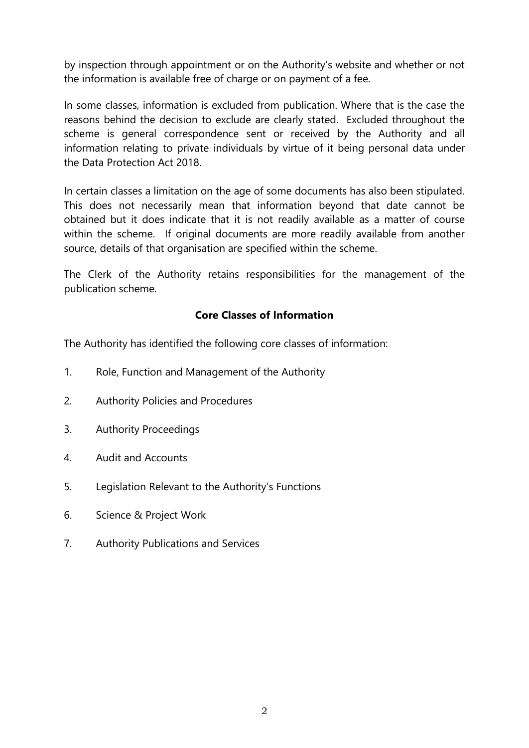by inspection through appointment or on the Authority's website and whether or not the information is available free of charge or on payment of a fee.

In some classes, information is excluded from publication. Where that is the case the reasons behind the decision to exclude are clearly stated. Excluded throughout the scheme is general correspondence sent or received by the Authority and all information relating to private individuals by virtue of it being personal data under the Data Protection Act 2018.

In certain classes a limitation on the age of some documents has also been stipulated. This does not necessarily mean that information beyond that date cannot be obtained but it does indicate that it is not readily available as a matter of course within the scheme. If original documents are more readily available from another source, details of that organisation are specified within the scheme.

The Clerk of the Authority retains responsibilities for the management of the publication scheme.

## Core Classes of Information

The Authority has identified the following core classes of information:

1. Role, Function and Management of the Authority
2. Authority Policies and Procedures
3. Authority Proceedings
4. Audit and Accounts
5. Legislation Relevant to the Authority's Functions
6. Science & Project Work
7. Authority Publications and Services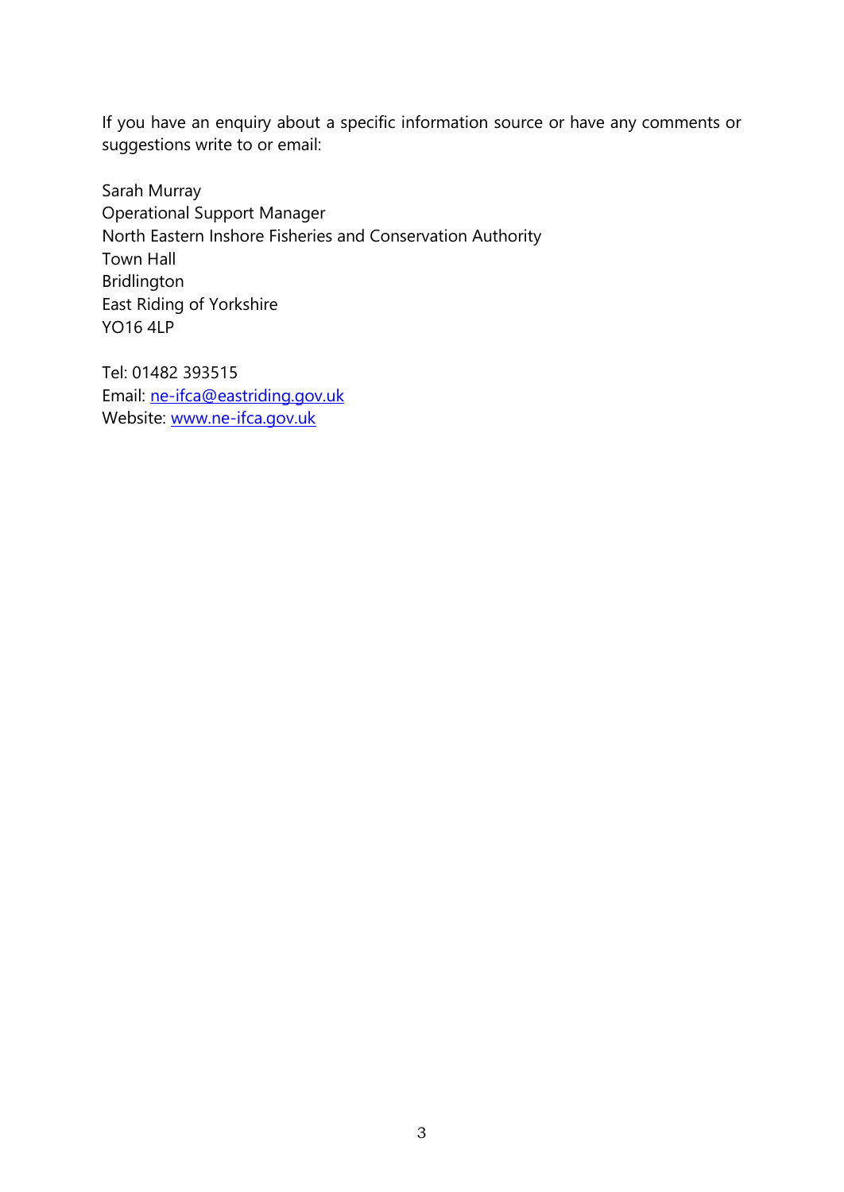If you have an enquiry about a specific information source or have any comments or suggestions write to or email:

Sarah Murray
Operational Support Manager
North Eastern Inshore Fisheries and Conservation Authority
Town Hall
Bridlington
East Riding of Yorkshire
YO16 4LP

Tel: 01482 393515
Email: [ne-ifca@eastriding.gov.uk](mailto:ne-ifca@eastriding.gov.uk)
Website: [www.ne-ifca.gov.uk](http://www.ne-ifca.gov.uk)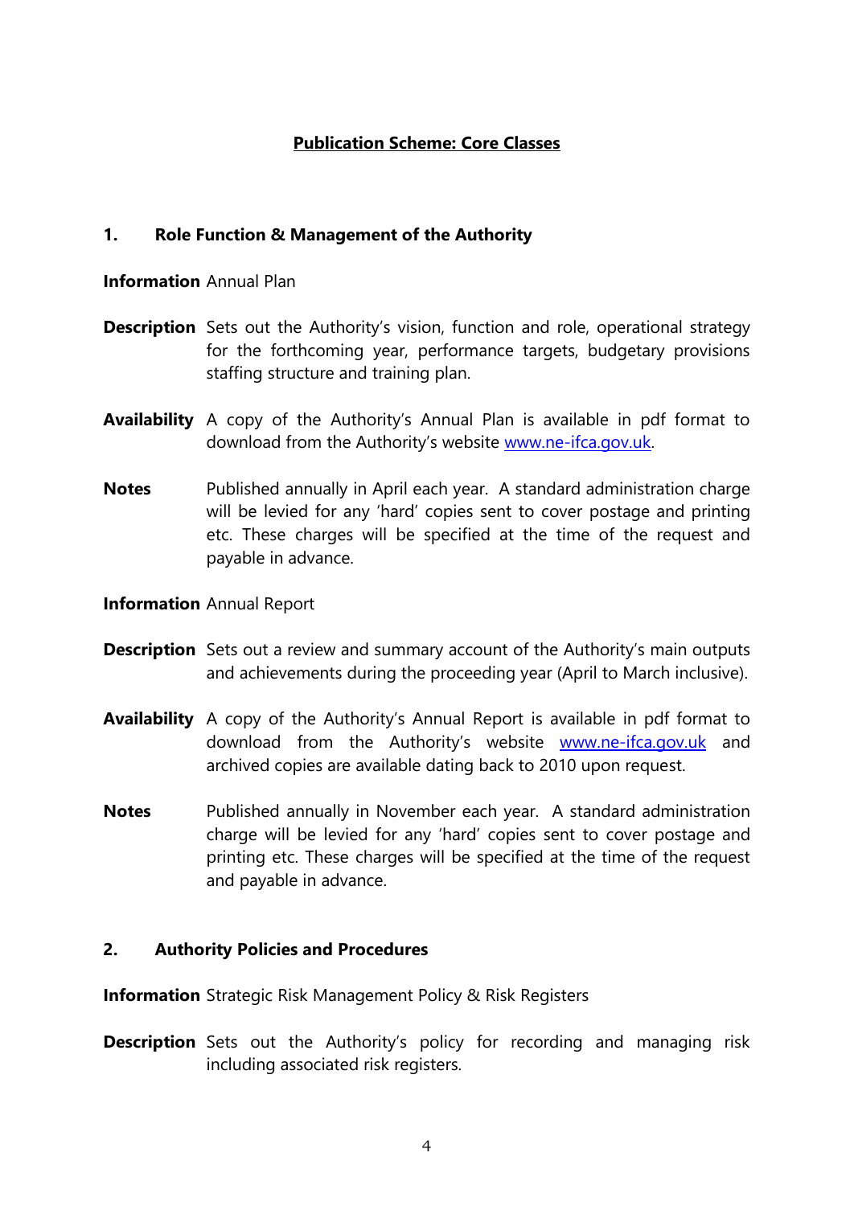## Publication Scheme: Core Classes

### 1. Role Function & Management of the Authority

**Information** Annual Plan

**Description** Sets out the Authority's vision, function and role, operational strategy for the forthcoming year, performance targets, budgetary provisions staffing structure and training plan.

**Availability** A copy of the Authority's Annual Plan is available in pdf format to download from the Authority's website [www.ne-ifca.gov.uk](http://www.ne-ifca.gov.uk).

**Notes** Published annually in April each year. A standard administration charge will be levied for any 'hard' copies sent to cover postage and printing etc. These charges will be specified at the time of the request and payable in advance.

**Information** Annual Report

**Description** Sets out a review and summary account of the Authority's main outputs and achievements during the proceeding year (April to March inclusive).

**Availability** A copy of the Authority's Annual Report is available in pdf format to download from the Authority's website [www.ne-ifca.gov.uk](http://www.ne-ifca.gov.uk) and archived copies are available dating back to 2010 upon request.

**Notes** Published annually in November each year. A standard administration charge will be levied for any 'hard' copies sent to cover postage and printing etc. These charges will be specified at the time of the request and payable in advance.

### 2. Authority Policies and Procedures

**Information** Strategic Risk Management Policy & Risk Registers

**Description** Sets out the Authority's policy for recording and managing risk including associated risk registers.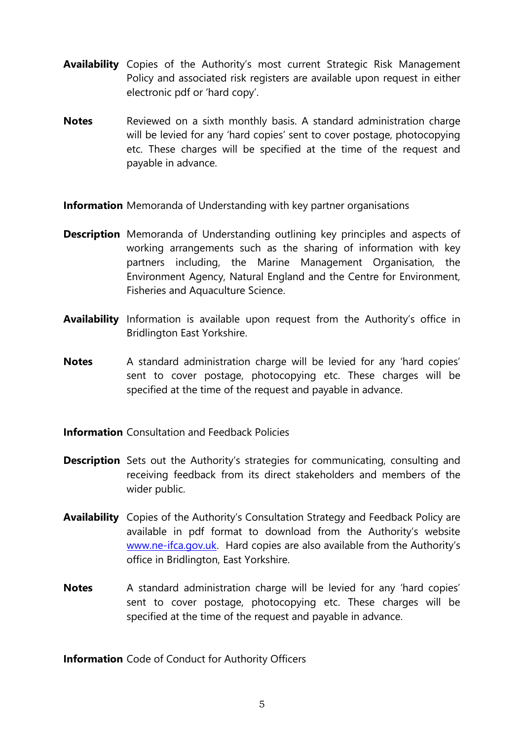**Availability** Copies of the Authority's most current Strategic Risk Management Policy and associated risk registers are available upon request in either electronic pdf or 'hard copy'.

**Notes** Reviewed on a sixth monthly basis. A standard administration charge will be levied for any 'hard copies' sent to cover postage, photocopying etc. These charges will be specified at the time of the request and payable in advance.

**Information** Memoranda of Understanding with key partner organisations

**Description** Memoranda of Understanding outlining key principles and aspects of working arrangements such as the sharing of information with key partners including, the Marine Management Organisation, the Environment Agency, Natural England and the Centre for Environment, Fisheries and Aquaculture Science.

**Availability** Information is available upon request from the Authority's office in Bridlington East Yorkshire.

**Notes** A standard administration charge will be levied for any 'hard copies' sent to cover postage, photocopying etc. These charges will be specified at the time of the request and payable in advance.

**Information** Consultation and Feedback Policies

**Description** Sets out the Authority's strategies for communicating, consulting and receiving feedback from its direct stakeholders and members of the wider public.

**Availability** Copies of the Authority's Consultation Strategy and Feedback Policy are available in pdf format to download from the Authority's website [www.ne-ifca.gov.uk](http://www.ne-ifca.gov.uk). Hard copies are also available from the Authority's office in Bridlington, East Yorkshire.

**Notes** A standard administration charge will be levied for any 'hard copies' sent to cover postage, photocopying etc. These charges will be specified at the time of the request and payable in advance.

**Information** Code of Conduct for Authority Officers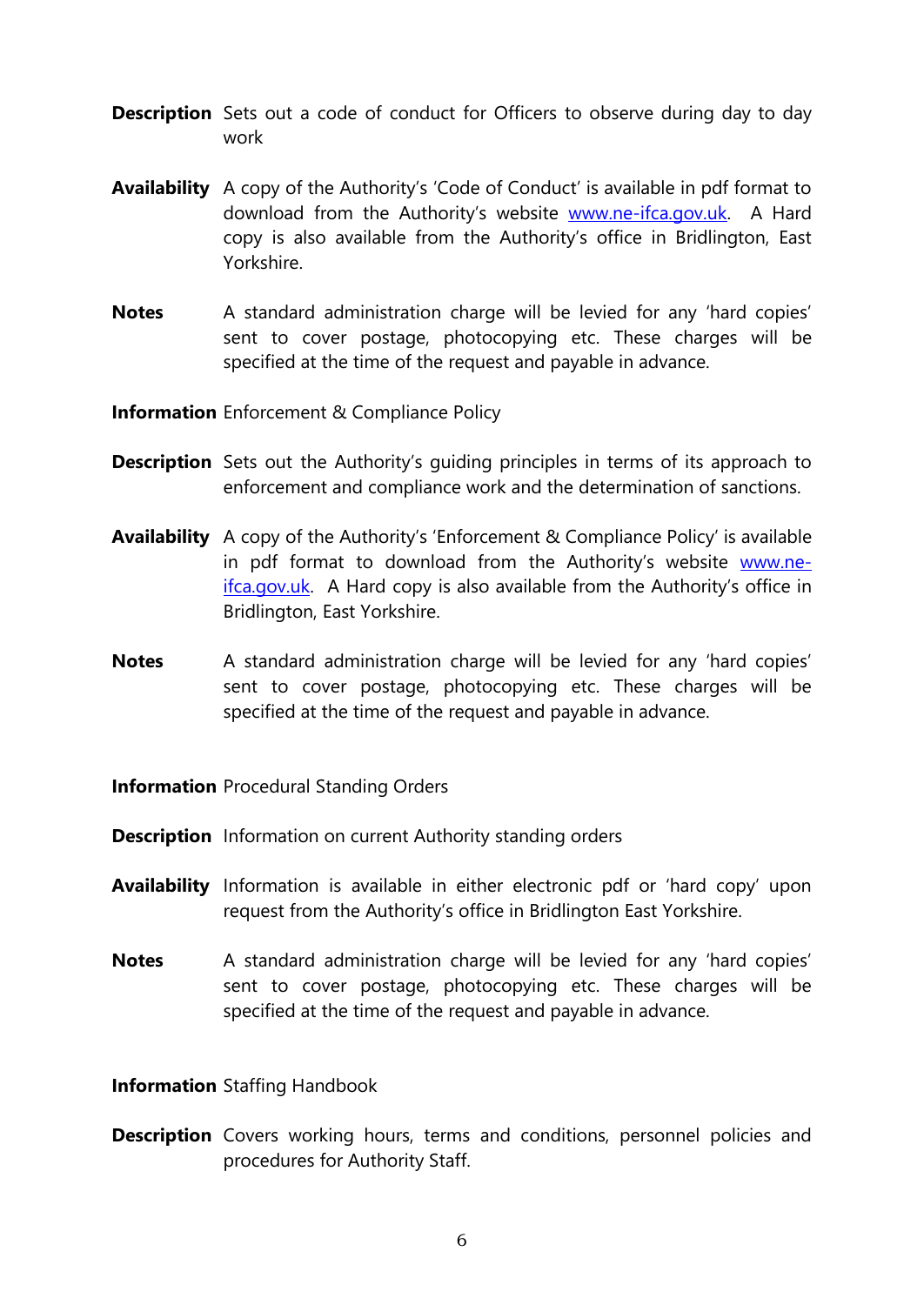**Description** Sets out a code of conduct for Officers to observe during day to day work

**Availability** A copy of the Authority's 'Code of Conduct' is available in pdf format to download from the Authority's website [www.ne-ifca.gov.uk](http://www.ne-ifca.gov.uk). A Hard copy is also available from the Authority's office in Bridlington, East Yorkshire.

**Notes** A standard administration charge will be levied for any 'hard copies' sent to cover postage, photocopying etc. These charges will be specified at the time of the request and payable in advance.

**Information** Enforcement & Compliance Policy

**Description** Sets out the Authority's guiding principles in terms of its approach to enforcement and compliance work and the determination of sanctions.

**Availability** A copy of the Authority's 'Enforcement & Compliance Policy' is available in pdf format to download from the Authority's website [www.ne-ifca.gov.uk](http://www.ne-ifca.gov.uk). A Hard copy is also available from the Authority's office in Bridlington, East Yorkshire.

**Notes** A standard administration charge will be levied for any 'hard copies' sent to cover postage, photocopying etc. These charges will be specified at the time of the request and payable in advance.

**Information** Procedural Standing Orders

**Description** Information on current Authority standing orders

**Availability** Information is available in either electronic pdf or 'hard copy' upon request from the Authority's office in Bridlington East Yorkshire.

**Notes** A standard administration charge will be levied for any 'hard copies' sent to cover postage, photocopying etc. These charges will be specified at the time of the request and payable in advance.

**Information** Staffing Handbook

**Description** Covers working hours, terms and conditions, personnel policies and procedures for Authority Staff.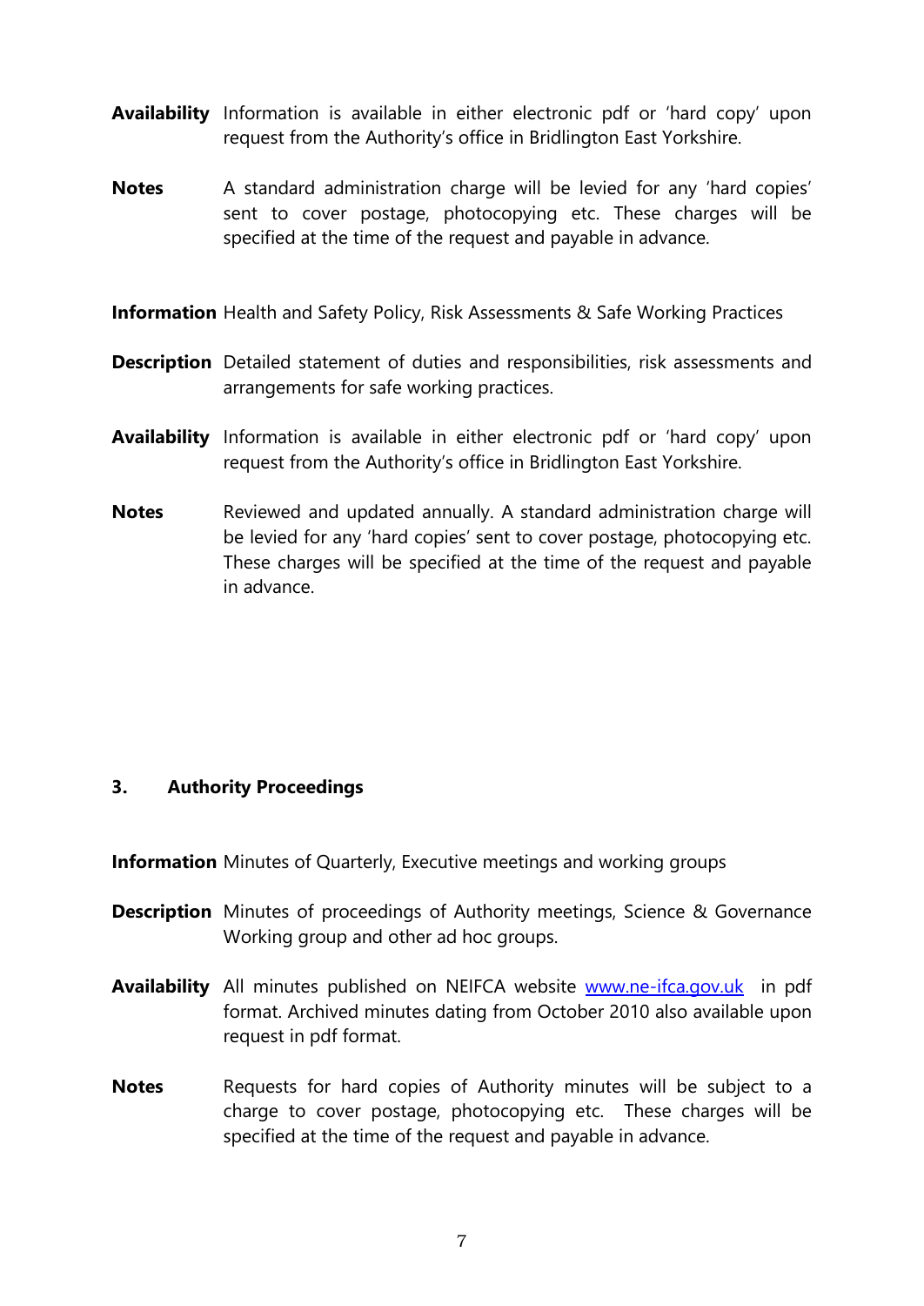**Availability** Information is available in either electronic pdf or 'hard copy' upon request from the Authority's office in Bridlington East Yorkshire.

**Notes** A standard administration charge will be levied for any 'hard copies' sent to cover postage, photocopying etc. These charges will be specified at the time of the request and payable in advance.

**Information** Health and Safety Policy, Risk Assessments & Safe Working Practices

**Description** Detailed statement of duties and responsibilities, risk assessments and arrangements for safe working practices.

**Availability** Information is available in either electronic pdf or 'hard copy' upon request from the Authority's office in Bridlington East Yorkshire.

**Notes** Reviewed and updated annually. A standard administration charge will be levied for any 'hard copies' sent to cover postage, photocopying etc. These charges will be specified at the time of the request and payable in advance.

### 3. Authority Proceedings

**Information** Minutes of Quarterly, Executive meetings and working groups

**Description** Minutes of proceedings of Authority meetings, Science & Governance Working group and other ad hoc groups.

**Availability** All minutes published on NEIFCA website [www.ne-ifca.gov.uk](http://www.ne-ifca.gov.uk) in pdf format. Archived minutes dating from October 2010 also available upon request in pdf format.

**Notes** Requests for hard copies of Authority minutes will be subject to a charge to cover postage, photocopying etc. These charges will be specified at the time of the request and payable in advance.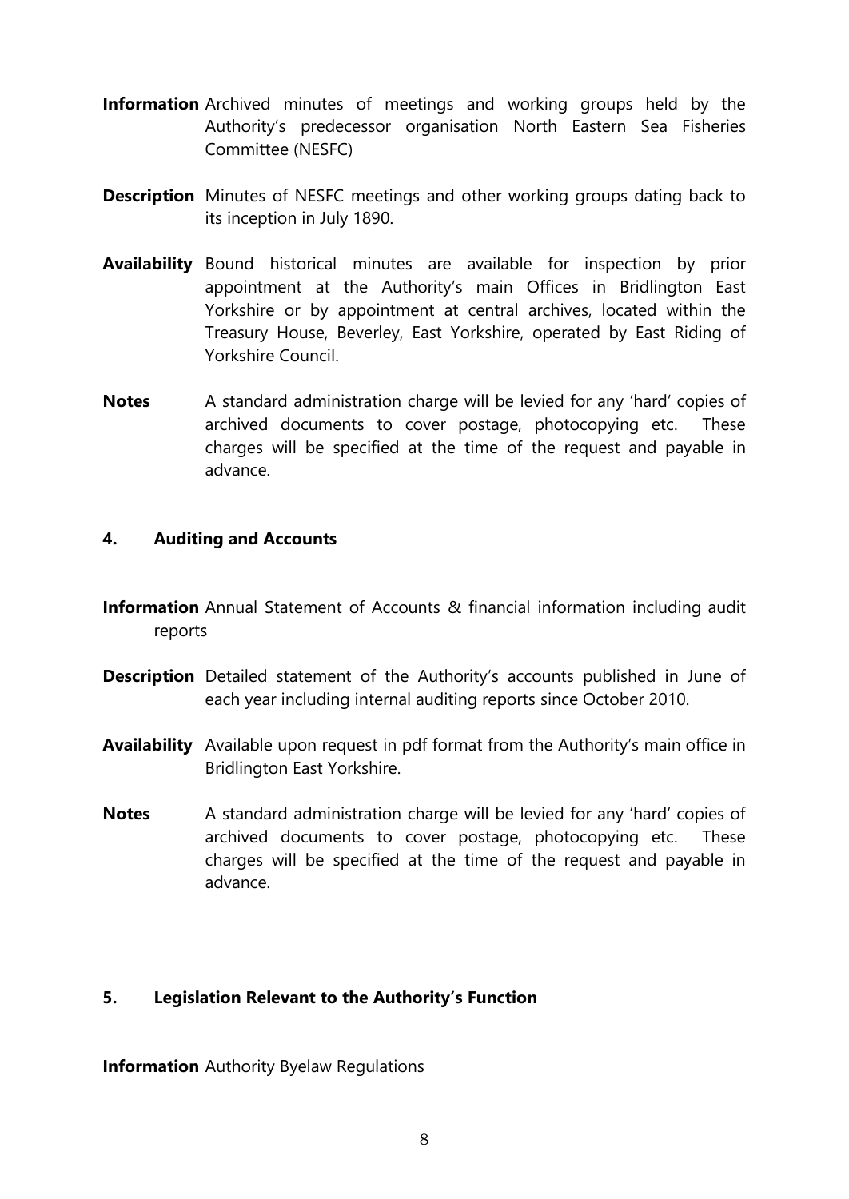**Information** Archived minutes of meetings and working groups held by the Authority's predecessor organisation North Eastern Sea Fisheries Committee (NESFC)

**Description** Minutes of NESFC meetings and other working groups dating back to its inception in July 1890.

**Availability** Bound historical minutes are available for inspection by prior appointment at the Authority's main Offices in Bridlington East Yorkshire or by appointment at central archives, located within the Treasury House, Beverley, East Yorkshire, operated by East Riding of Yorkshire Council.

**Notes** A standard administration charge will be levied for any 'hard' copies of archived documents to cover postage, photocopying etc. These charges will be specified at the time of the request and payable in advance.

## 4. Auditing and Accounts

**Information** Annual Statement of Accounts & financial information including audit reports

**Description** Detailed statement of the Authority's accounts published in June of each year including internal auditing reports since October 2010.

**Availability** Available upon request in pdf format from the Authority's main office in Bridlington East Yorkshire.

**Notes** A standard administration charge will be levied for any 'hard' copies of archived documents to cover postage, photocopying etc. These charges will be specified at the time of the request and payable in advance.

## 5. Legislation Relevant to the Authority's Function

**Information** Authority Byelaw Regulations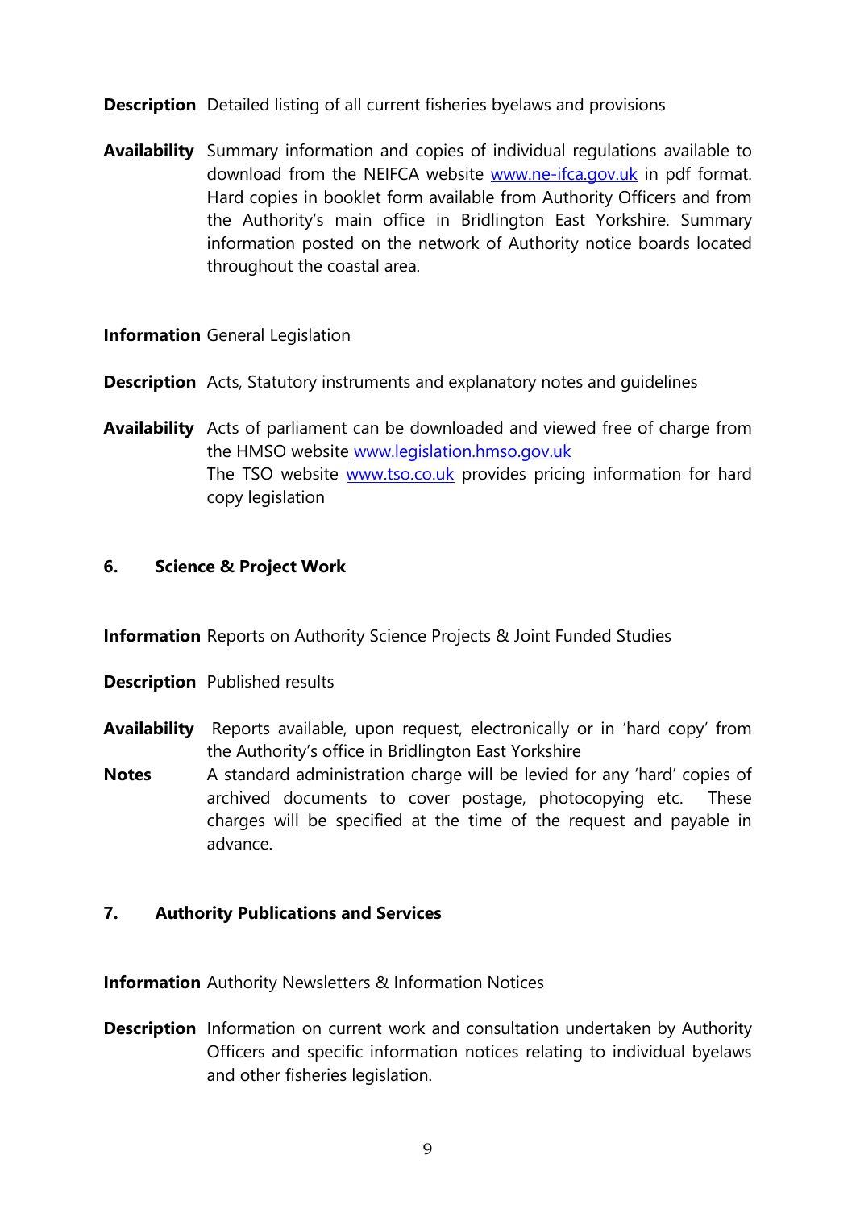**Description** Detailed listing of all current fisheries byelaws and provisions

**Availability** Summary information and copies of individual regulations available to download from the NEIFCA website [www.ne-ifca.gov.uk](http://www.ne-ifca.gov.uk) in pdf format. Hard copies in booklet form available from Authority Officers and from the Authority's main office in Bridlington East Yorkshire. Summary information posted on the network of Authority notice boards located throughout the coastal area.

**Information** General Legislation

**Description** Acts, Statutory instruments and explanatory notes and guidelines

**Availability** Acts of parliament can be downloaded and viewed free of charge from the HMSO website [www.legislation.hmso.gov.uk](http://www.legislation.hmso.gov.uk)
The TSO website [www.tso.co.uk](http://www.tso.co.uk) provides pricing information for hard copy legislation

## 6. Science & Project Work

**Information** Reports on Authority Science Projects & Joint Funded Studies

**Description** Published results

**Availability** Reports available, upon request, electronically or in 'hard copy' from the Authority's office in Bridlington East Yorkshire

**Notes** A standard administration charge will be levied for any 'hard' copies of archived documents to cover postage, photocopying etc. These charges will be specified at the time of the request and payable in advance.

## 7. Authority Publications and Services

**Information** Authority Newsletters & Information Notices

**Description** Information on current work and consultation undertaken by Authority Officers and specific information notices relating to individual byelaws and other fisheries legislation.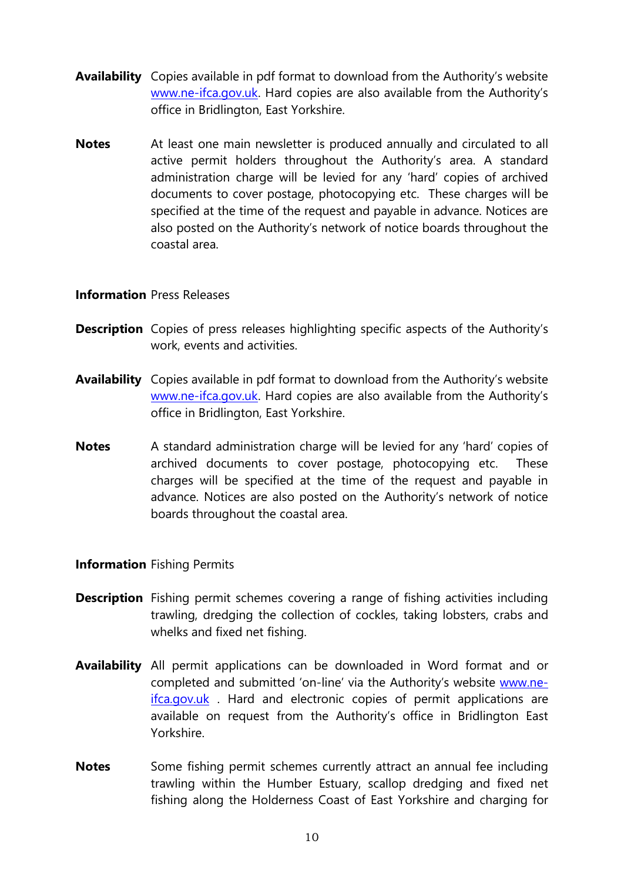**Availability** Copies available in pdf format to download from the Authority's website www.ne-ifca.gov.uk. Hard copies are also available from the Authority's office in Bridlington, East Yorkshire.

**Notes** At least one main newsletter is produced annually and circulated to all active permit holders throughout the Authority's area. A standard administration charge will be levied for any 'hard' copies of archived documents to cover postage, photocopying etc. These charges will be specified at the time of the request and payable in advance. Notices are also posted on the Authority's network of notice boards throughout the coastal area.

**Information** Press Releases

**Description** Copies of press releases highlighting specific aspects of the Authority's work, events and activities.

**Availability** Copies available in pdf format to download from the Authority's website www.ne-ifca.gov.uk. Hard copies are also available from the Authority's office in Bridlington, East Yorkshire.

**Notes** A standard administration charge will be levied for any 'hard' copies of archived documents to cover postage, photocopying etc. These charges will be specified at the time of the request and payable in advance. Notices are also posted on the Authority's network of notice boards throughout the coastal area.

**Information** Fishing Permits

**Description** Fishing permit schemes covering a range of fishing activities including trawling, dredging the collection of cockles, taking lobsters, crabs and whelks and fixed net fishing.

**Availability** All permit applications can be downloaded in Word format and or completed and submitted 'on-line' via the Authority's website www.ne-ifca.gov.uk . Hard and electronic copies of permit applications are available on request from the Authority's office in Bridlington East Yorkshire.

**Notes** Some fishing permit schemes currently attract an annual fee including trawling within the Humber Estuary, scallop dredging and fixed net fishing along the Holderness Coast of East Yorkshire and charging for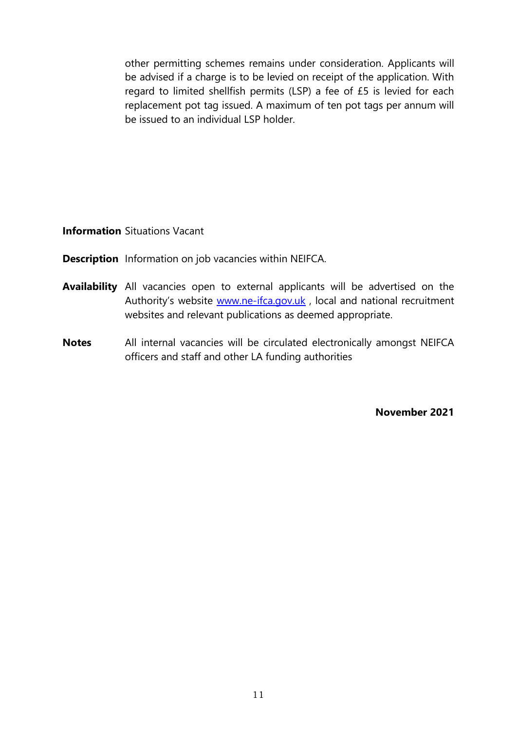other permitting schemes remains under consideration. Applicants will be advised if a charge is to be levied on receipt of the application. With regard to limited shellfish permits (LSP) a fee of £5 is levied for each replacement pot tag issued. A maximum of ten pot tags per annum will be issued to an individual LSP holder.

**Information** Situations Vacant

**Description** Information on job vacancies within NEIFCA.

**Availability** All vacancies open to external applicants will be advertised on the Authority's website [www.ne-ifca.gov.uk](http://www.ne-ifca.gov.uk) , local and national recruitment websites and relevant publications as deemed appropriate.

**Notes** All internal vacancies will be circulated electronically amongst NEIFCA officers and staff and other LA funding authorities

**November 2021**